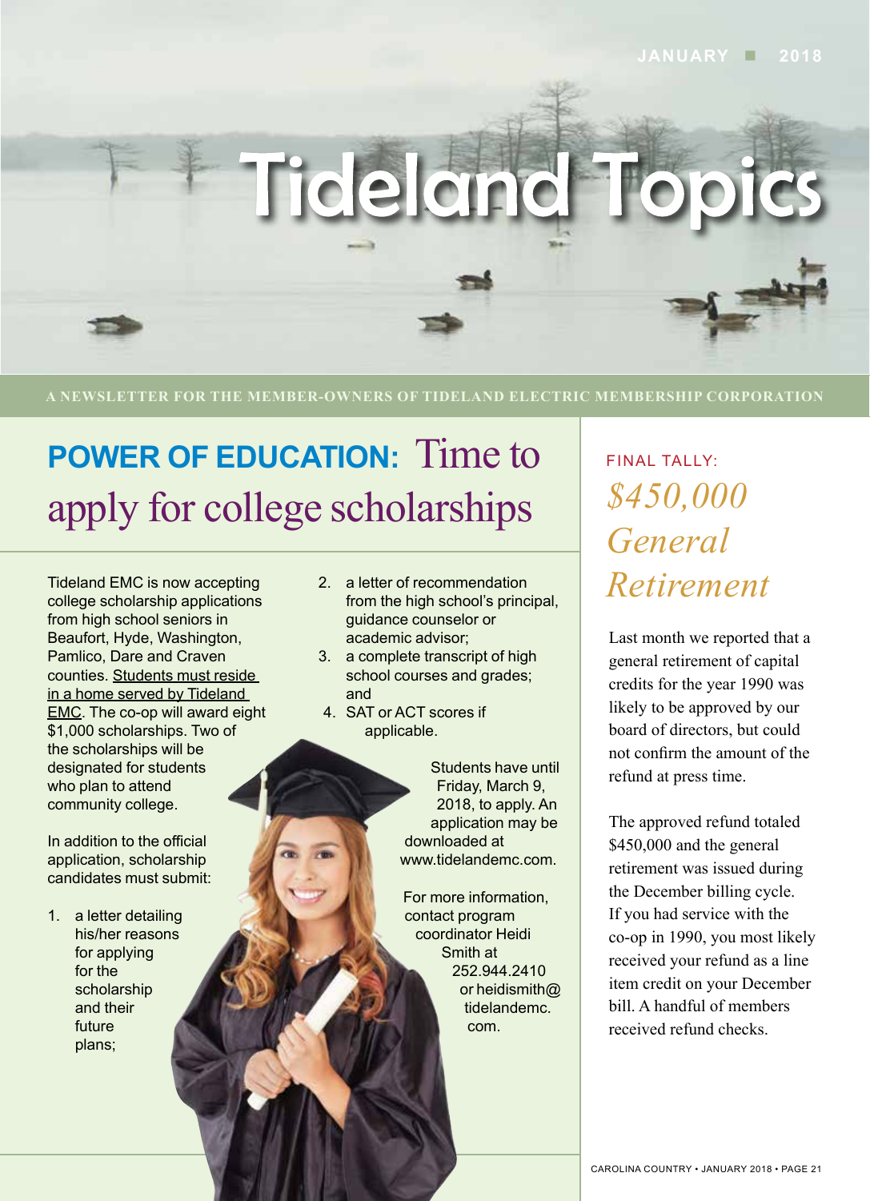JANUARY ■ 2018

# Tideland Topics

A NEWSLETTER FOR THE MEMBER-OWNERS OF TIDELAND ELECTRIC MEMBERSHIP CORPORATION

## POWER OF EDUCATION: Time to apply for college scholarships

Tideland EMC is now accepting college scholarship applications from high school seniors in Beaufort, Hyde, Washington, Pamlico, Dare and Craven counties. Students must reside in a home served by Tideland EMC. The co-op will award eight $1,000 scholarships. Two of the scholarships will be designated for students who plan to attend community college.

In addition to the official application, scholarship candidates must submit:

1. a letter detailing his/her reasons for applying for the scholarship and their future plans;
2. a letter of recommendation from the high school's principal, guidance counselor or academic advisor;
3. a complete transcript of high school courses and grades; and
4. SAT or ACT scores if applicable.

Students have until Friday, March 9, 2018, to apply. An application may be downloaded at www.tidelandemc.com.

For more information, contact program coordinator Heidi Smith at 252.944.2410 or heidismith@tidelandemc.com.

## FINAL TALLY: *$450,000 General Retirement*

Last month we reported that a general retirement of capital credits for the year 1990 was likely to be approved by our board of directors, but could not confirm the amount of the refund at press time.

The approved refund totaled $450,000 and the general retirement was issued during the December billing cycle. If you had service with the co-op in 1990, you most likely received your refund as a line item credit on your December bill. A handful of members received refund checks.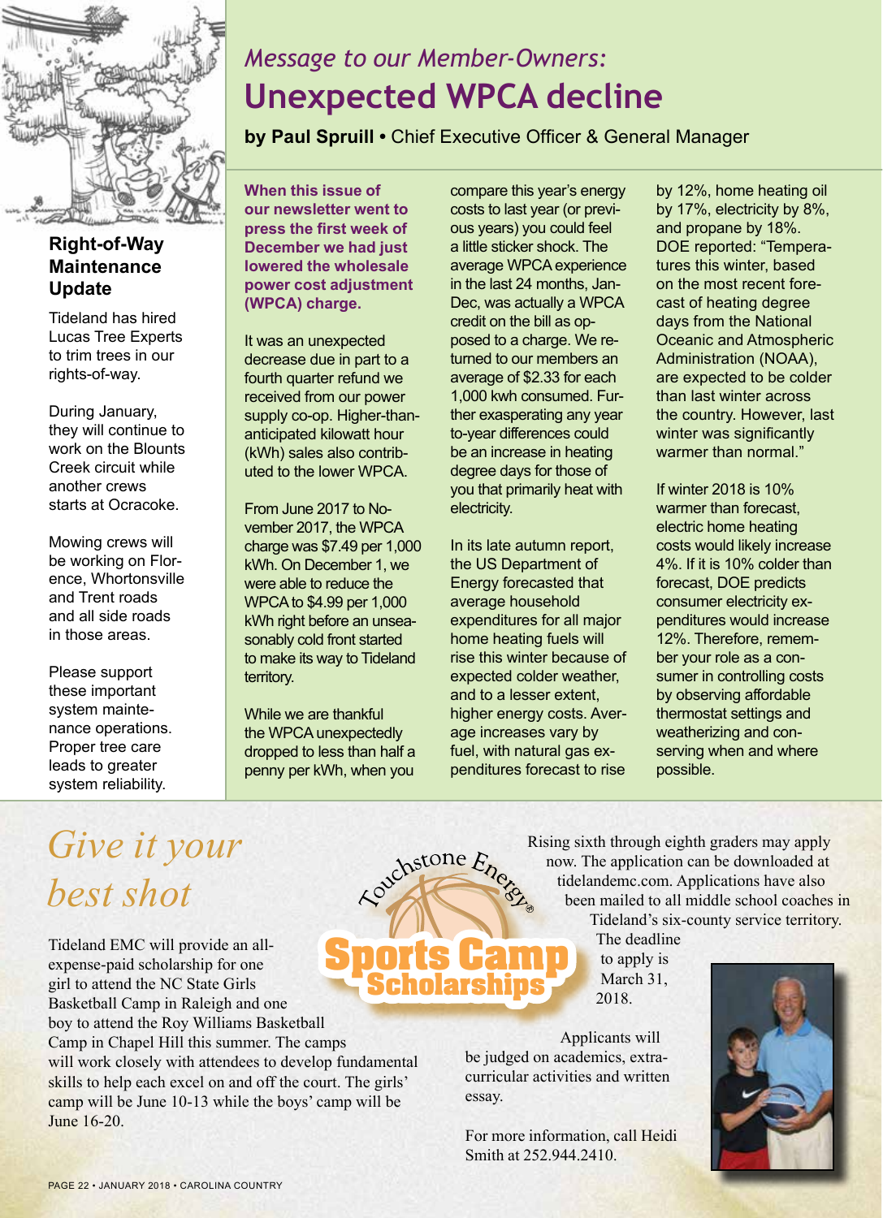## Right-of-Way Maintenance Update

Tideland has hired Lucas Tree Experts to trim trees in our rights-of-way.

During January, they will continue to work on the Blounts Creek circuit while another crews starts at Ocracoke.

Mowing crews will be working on Florence, Whortonsville and Trent roads and all side roads in those areas.

Please support these important system maintenance operations. Proper tree care leads to greater system reliability.

*Message to our Member-Owners:*

# Unexpected WPCA decline

**by Paul Spruill** • Chief Executive Officer & General Manager

**When this issue of our newsletter went to press the first week of December we had just lowered the wholesale power cost adjustment (WPCA) charge.**

It was an unexpected decrease due in part to a fourth quarter refund we received from our power supply co-op. Higher-than-anticipated kilowatt hour (kWh) sales also contributed to the lower WPCA.

From June 2017 to November 2017, the WPCA charge was $7.49 per 1,000 kWh. On December 1, we were able to reduce the WPCA to $4.99 per 1,000 kWh right before an unseasonably cold front started to make its way to Tideland territory.

While we are thankful the WPCA unexpectedly dropped to less than half a penny per kWh, when you compare this year's energy costs to last year (or previous years) you could feel a little sticker shock. The average WPCA experience in the last 24 months, Jan-Dec, was actually a WPCA credit on the bill as opposed to a charge. We returned to our members an average of $2.33 for each 1,000 kwh consumed. Further exasperating any year to-year differences could be an increase in heating degree days for those of you that primarily heat with electricity.

In its late autumn report, the US Department of Energy forecasted that average household expenditures for all major home heating fuels will rise this winter because of expected colder weather, and to a lesser extent, higher energy costs. Average increases vary by fuel, with natural gas expenditures forecast to rise by 12%, home heating oil by 17%, electricity by 8%, and propane by 18%. DOE reported: "Temperatures this winter, based on the most recent forecast of heating degree days from the National Oceanic and Atmospheric Administration (NOAA), are expected to be colder than last winter across the country. However, last winter was significantly warmer than normal."

If winter 2018 is 10% warmer than forecast, electric home heating costs would likely increase 4%. If it is 10% colder than forecast, DOE predicts consumer electricity expenditures would increase 12%. Therefore, remember your role as a consumer in controlling costs by observing affordable thermostat settings and weatherizing and conserving when and where possible.

## *Give it your best shot*

**Touchstone Energy® Sports Camp Scholarships**

Tideland EMC will provide an all-expense-paid scholarship for one girl to attend the NC State Girls Basketball Camp in Raleigh and one boy to attend the Roy Williams Basketball Camp in Chapel Hill this summer. The camps will work closely with attendees to develop fundamental skills to help each excel on and off the court. The girls' camp will be June 10-13 while the boys' camp will be June 16-20.

Rising sixth through eighth graders may apply now. The application can be downloaded at tidelandemc.com. Applications have also been mailed to all middle school coaches in Tideland's six-county service territory. The deadline to apply is March 31, 2018.

Applicants will be judged on academics, extracurricular activities and written essay.

For more information, call Heidi Smith at 252.944.2410.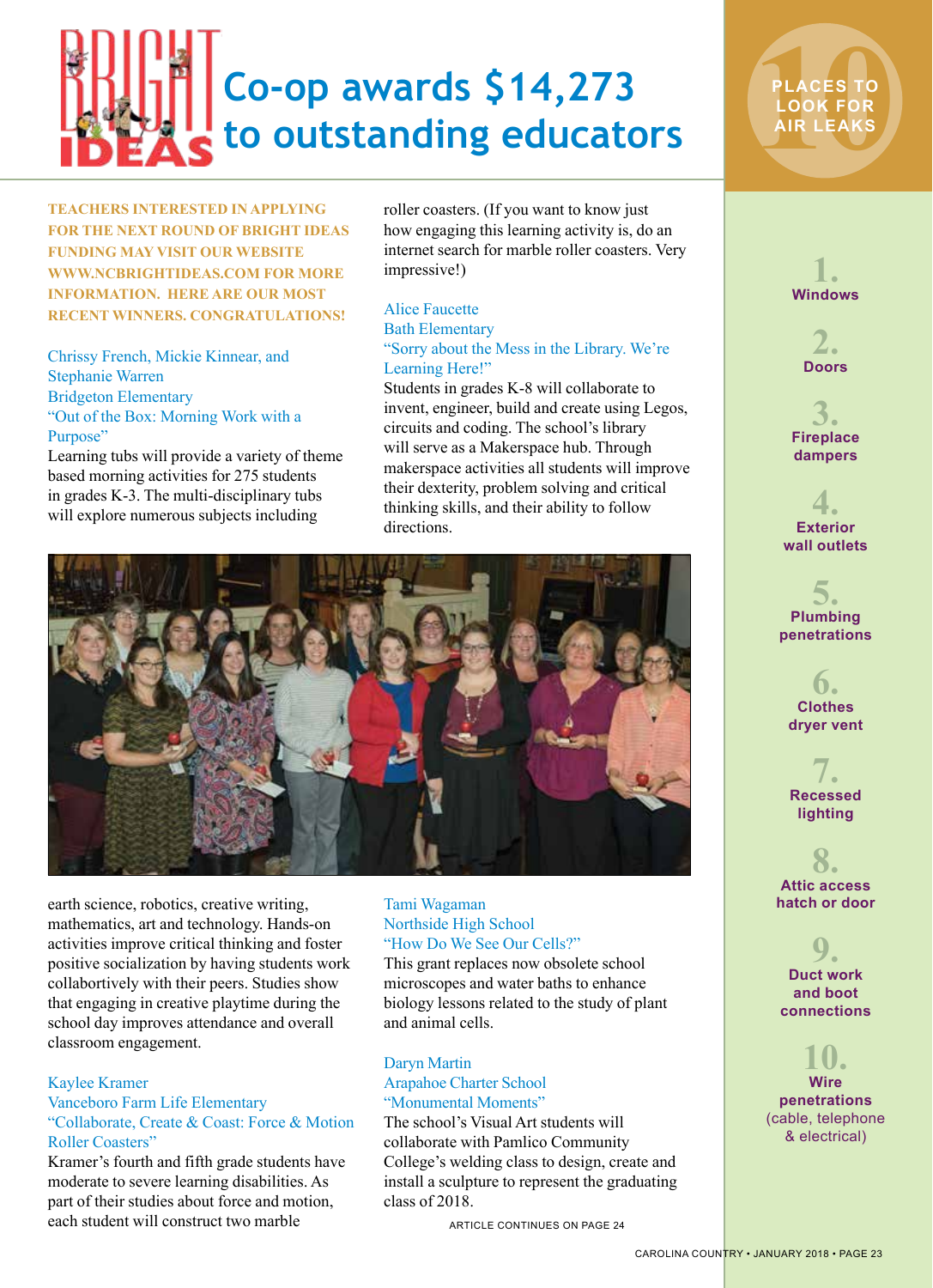# BRIGHT IDEAS Co-op awards $14,273 to outstanding educators

**TEACHERS INTERESTED IN APPLYING FOR THE NEXT ROUND OF BRIGHT IDEAS FUNDING MAY VISIT OUR WEBSITE WWW.NCBRIGHTIDEAS.COM FOR MORE INFORMATION. HERE ARE OUR MOST RECENT WINNERS. CONGRATULATIONS!**

Chrissy French, Mickie Kinnear, and Stephanie Warren
Bridgeton Elementary
"Out of the Box: Morning Work with a Purpose"

Learning tubs will provide a variety of theme based morning activities for 275 students in grades K-3. The multi-disciplinary tubs will explore numerous subjects including earth science, robotics, creative writing, mathematics, art and technology. Hands-on activities improve critical thinking and foster positive socialization by having students work collabortively with their peers. Studies show that engaging in creative playtime during the school day improves attendance and overall classroom engagement.

Kaylee Kramer
Vanceboro Farm Life Elementary
"Collaborate, Create & Coast: Force & Motion Roller Coasters"

Kramer's fourth and fifth grade students have moderate to severe learning disabilities. As part of their studies about force and motion, each student will construct two marble roller coasters. (If you want to know just how engaging this learning activity is, do an internet search for marble roller coasters. Very impressive!)

Alice Faucette
Bath Elementary
"Sorry about the Mess in the Library. We're Learning Here!"

Students in grades K-8 will collaborate to invent, engineer, build and create using Legos, circuits and coding. The school's library will serve as a Makerspace hub. Through makerspace activities all students will improve their dexterity, problem solving and critical thinking skills, and their ability to follow directions.

Tami Wagaman
Northside High School
"How Do We See Our Cells?"

This grant replaces now obsolete school microscopes and water baths to enhance biology lessons related to the study of plant and animal cells.

Daryn Martin
Arapahoe Charter School
"Monumental Moments"

The school's Visual Art students will collaborate with Pamlico Community College's welding class to design, create and install a sculpture to represent the graduating class of 2018.

ARTICLE CONTINUES ON PAGE 24

## 10 PLACES TO LOOK FOR AIR LEAKS

1. Windows
2. Doors
3. Fireplace dampers
4. Exterior wall outlets
5. Plumbing penetrations
6. Clothes dryer vent
7. Recessed lighting
8. Attic access hatch or door
9. Duct work and boot connections
10. Wire penetrations (cable, telephone & electrical)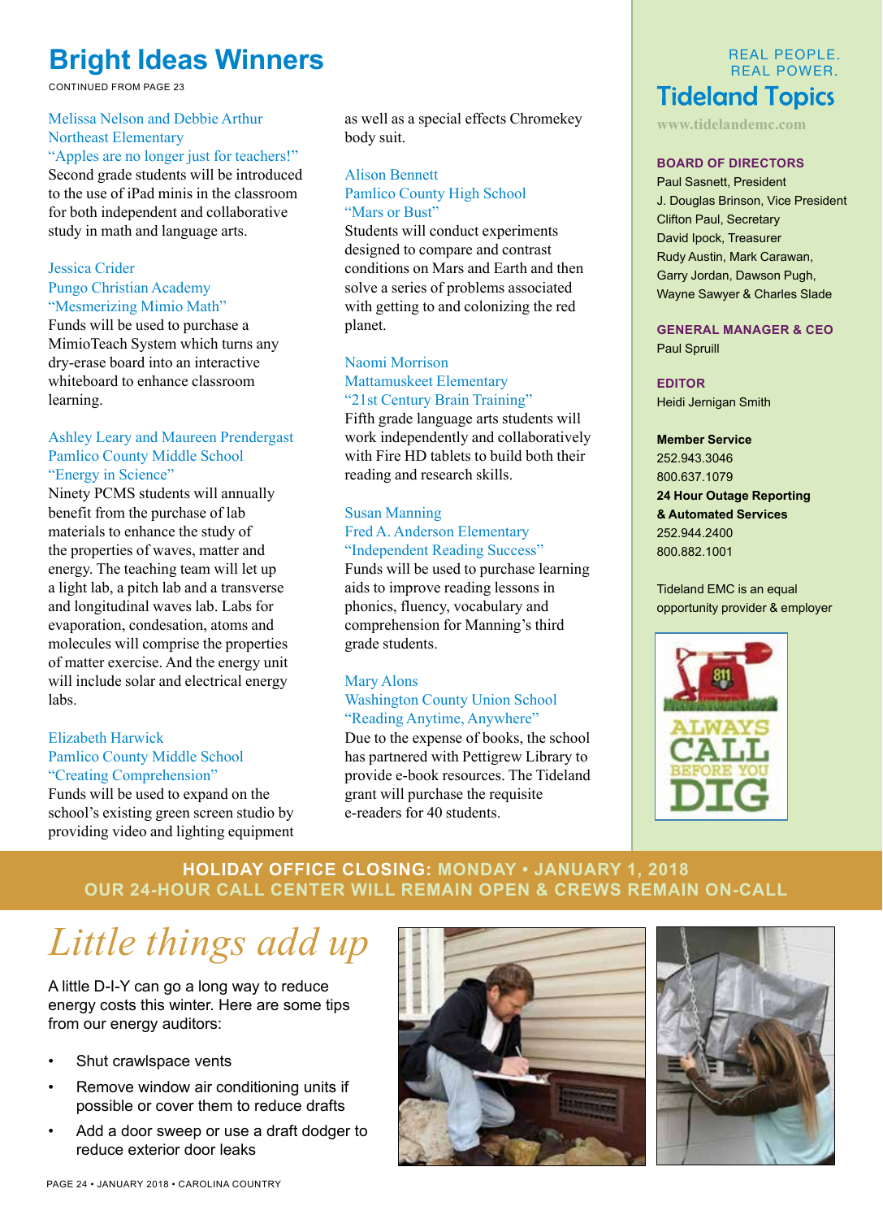# Bright Ideas Winners

CONTINUED FROM PAGE 23

Melissa Nelson and Debbie Arthur
Northeast Elementary
"Apples are no longer just for teachers!"
Second grade students will be introduced to the use of iPad minis in the classroom for both independent and collaborative study in math and language arts.

Jessica Crider
Pungo Christian Academy
"Mesmerizing Mimio Math"
Funds will be used to purchase a MimioTeach System which turns any dry-erase board into an interactive whiteboard to enhance classroom learning.

Ashley Leary and Maureen Prendergast
Pamlico County Middle School
"Energy in Science"
Ninety PCMS students will annually benefit from the purchase of lab materials to enhance the study of the properties of waves, matter and energy. The teaching team will let up a light lab, a pitch lab and a transverse and longitudinal waves lab. Labs for evaporation, condensation, atoms and molecules will comprise the properties of matter exercise. And the energy unit will include solar and electrical energy labs.

Elizabeth Harwick
Pamlico County Middle School
"Creating Comprehension"
Funds will be used to expand on the school's existing green screen studio by providing video and lighting equipment as well as a special effects Chromekey body suit.

Alison Bennett
Pamlico County High School
"Mars or Bust"
Students will conduct experiments designed to compare and contrast conditions on Mars and Earth and then solve a series of problems associated with getting to and colonizing the red planet.

Naomi Morrison
Mattamuskeet Elementary
"21st Century Brain Training"
Fifth grade language arts students will work independently and collaboratively with Fire HD tablets to build both their reading and research skills.

Susan Manning
Fred A. Anderson Elementary
"Independent Reading Success"
Funds will be used to purchase learning aids to improve reading lessons in phonics, fluency, vocabulary and comprehension for Manning's third grade students.

Mary Alons
Washington County Union School
"Reading Anytime, Anywhere"
Due to the expense of books, the school has partnered with Pettigrew Library to provide e-book resources. The Tideland grant will purchase the requisite e-readers for 40 students.

REAL PEOPLE.
REAL POWER.

## Tideland Topics

www.tidelandemc.com

**BOARD OF DIRECTORS**
Paul Sasnett, President
J. Douglas Brinson, Vice President
Clifton Paul, Secretary
David Ipock, Treasurer
Rudy Austin, Mark Carawan,
Garry Jordan, Dawson Pugh,
Wayne Sawyer & Charles Slade

**GENERAL MANAGER & CEO**
Paul Spruill

**EDITOR**
Heidi Jernigan Smith

**Member Service**
252.943.3046
800.637.1079

**24 Hour Outage Reporting & Automated Services**
252.944.2400
800.882.1001

Tideland EMC is an equal opportunity provider & employer

811 ALWAYS CALL BEFORE YOU DIG

**HOLIDAY OFFICE CLOSING: MONDAY • JANUARY 1, 2018**
**OUR 24-HOUR CALL CENTER WILL REMAIN OPEN & CREWS REMAIN ON-CALL**

# *Little things add up*

A little D-I-Y can go a long way to reduce energy costs this winter. Here are some tips from our energy auditors:

- Shut crawlspace vents
- Remove window air conditioning units if possible or cover them to reduce drafts
- Add a door sweep or use a draft dodger to reduce exterior door leaks